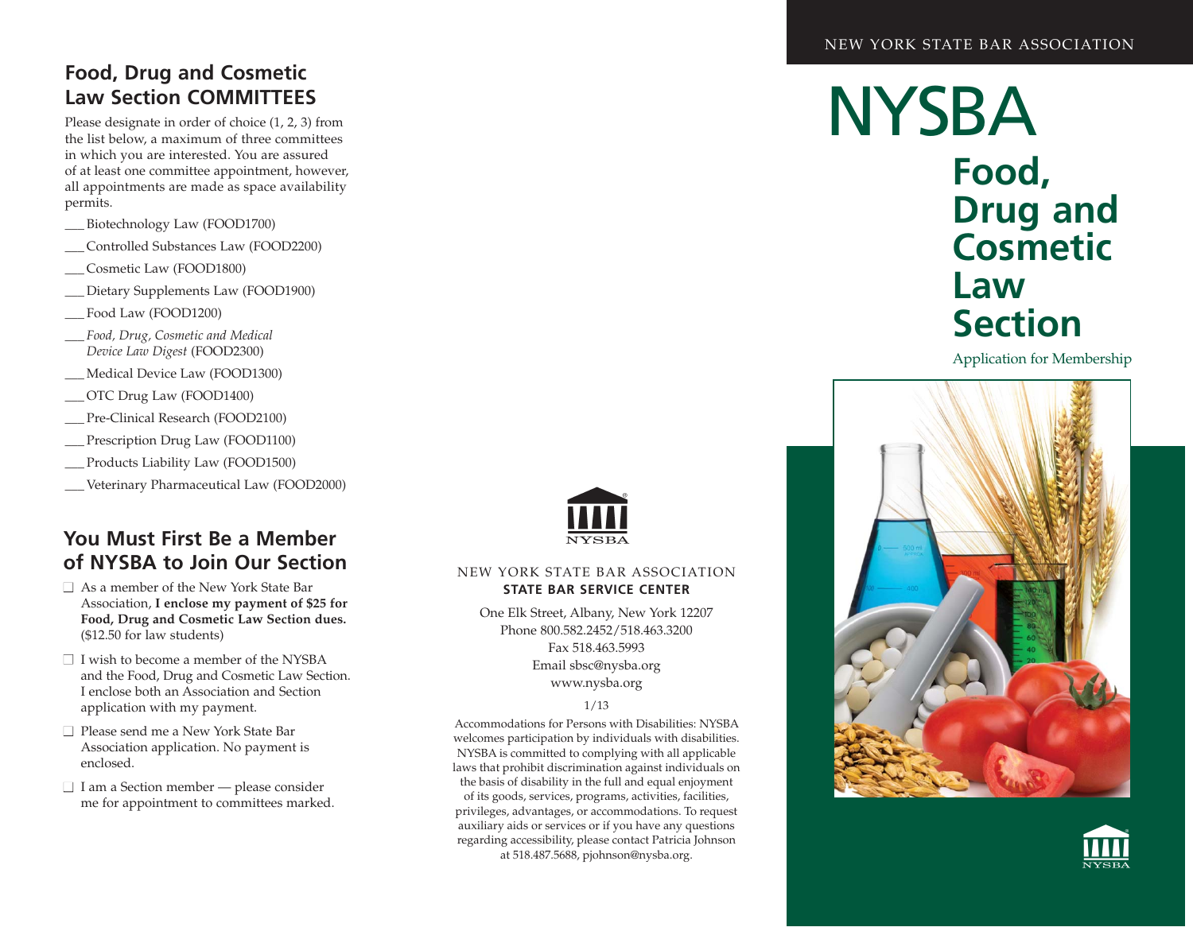## Food, Drug and Cosmetic Law Section COMMITTEES

Please designate in order of choice (1, 2, 3) from the list below, a maximum of three committees in which you are interested. You are assured of at least one committee appointment, however, all appointments are made as space availability permits.

___ Biotechnology Law (FOOD1700)

___ Controlled Substances Law (FOOD2200)

___ Cosmetic Law (FOOD1800)

___ Dietary Supplements Law (FOOD1900)

___ Food Law (FOOD1200)

___ *Food, Drug, Cosmetic and Medical Device Law Digest* (FOOD2300)

___ Medical Device Law (FOOD1300)

___ OTC Drug Law (FOOD1400)

___ Pre-Clinical Research (FOOD2100)

___ Prescription Drug Law (FOOD1100)

___ Products Liability Law (FOOD1500)

___ Veterinary Pharmaceutical Law (FOOD2000)

## You Must First Be a Member of NYSBA to Join Our Section

❑ As a member of the New York State Bar Association, **I enclose my payment of $25 for Food, Drug and Cosmetic Law Section dues.** ($12.50 for law students)

❑ I wish to become a member of the NYSBA and the Food, Drug and Cosmetic Law Section. I enclose both an Association and Section application with my payment.

❑ Please send me a New York State Bar Association application. No payment is enclosed.

❑ I am a Section member — please consider me for appointment to committees marked.

NYSBA

NEW YORK STATE BAR ASSOCIATION
**STATE BAR SERVICE CENTER**

One Elk Street, Albany, New York 12207
Phone 800.582.2452/518.463.3200
Fax 518.463.5993
Email sbsc@nysba.org
www.nysba.org

1/13

Accommodations for Persons with Disabilities: NYSBA welcomes participation by individuals with disabilities. NYSBA is committed to complying with all applicable laws that prohibit discrimination against individuals on the basis of disability in the full and equal enjoyment of its goods, services, programs, activities, facilities, privileges, advantages, or accommodations. To request auxiliary aids or services or if you have any questions regarding accessibility, please contact Patricia Johnson at 518.487.5688, pjohnson@nysba.org.

NEW YORK STATE BAR ASSOCIATION

# NYSBA

# Food, Drug and Cosmetic Law Section

Application for Membership

NYSBA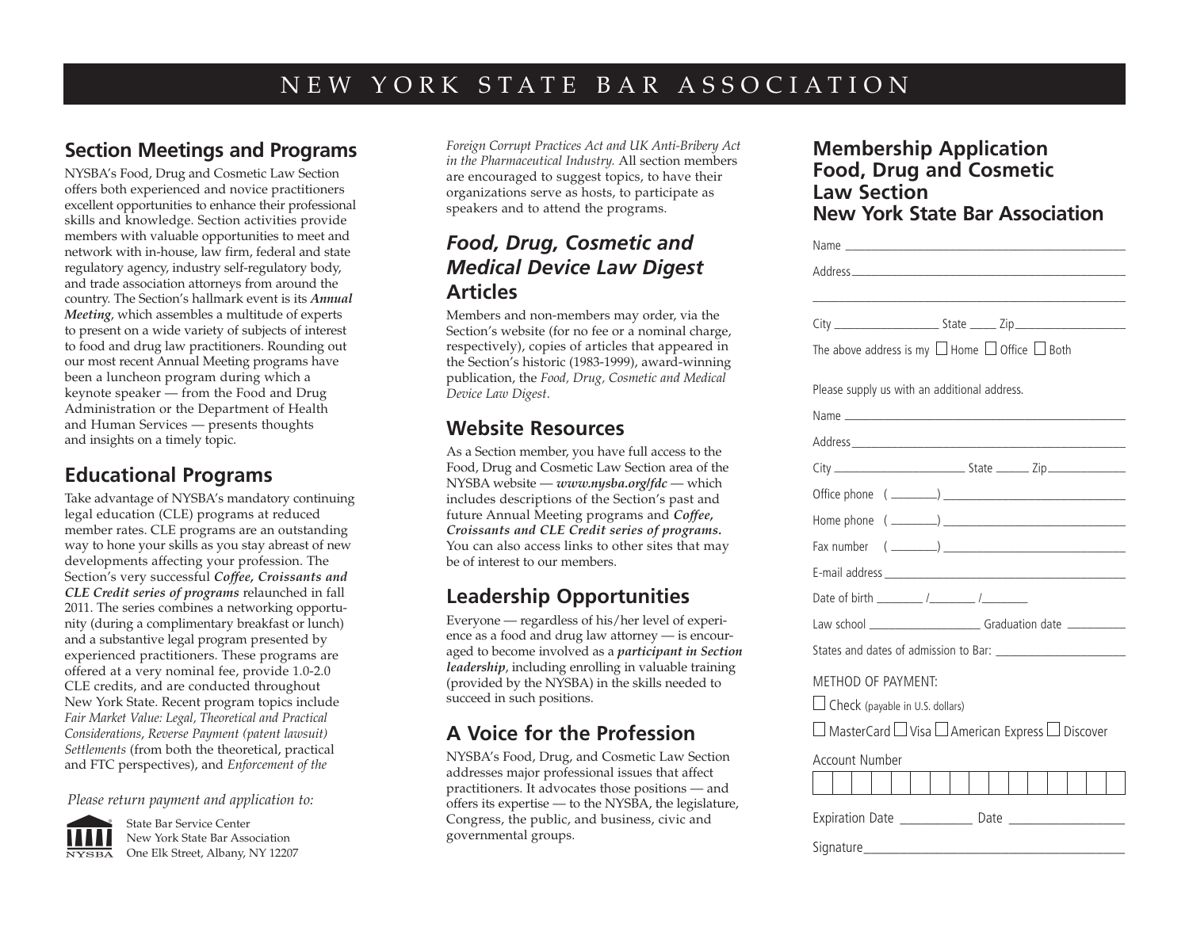# NEW YORK STATE BAR ASSOCIATION

## Section Meetings and Programs

NYSBA's Food, Drug and Cosmetic Law Section offers both experienced and novice practitioners excellent opportunities to enhance their professional skills and knowledge. Section activities provide members with valuable opportunities to meet and network with in-house, law firm, federal and state regulatory agency, industry self-regulatory body, and trade association attorneys from around the country. The Section's hallmark event is its ***Annual Meeting***, which assembles a multitude of experts to present on a wide variety of subjects of interest to food and drug law practitioners. Rounding out our most recent Annual Meeting programs have been a luncheon program during which a keynote speaker — from the Food and Drug Administration or the Department of Health and Human Services — presents thoughts and insights on a timely topic.

## Educational Programs

Take advantage of NYSBA's mandatory continuing legal education (CLE) programs at reduced member rates. CLE programs are an outstanding way to hone your skills as you stay abreast of new developments affecting your profession. The Section's very successful ***Coffee, Croissants and CLE Credit series of programs*** relaunched in fall 2011. The series combines a networking opportunity (during a complimentary breakfast or lunch) and a substantive legal program presented by experienced practitioners. These programs are offered at a very nominal fee, provide 1.0-2.0 CLE credits, and are conducted throughout New York State. Recent program topics include *Fair Market Value: Legal, Theoretical and Practical Considerations*, *Reverse Payment (patent lawsuit) Settlements* (from both the theoretical, practical and FTC perspectives), and *Enforcement of the Foreign Corrupt Practices Act and UK Anti-Bribery Act in the Pharmaceutical Industry.* All section members are encouraged to suggest topics, to have their organizations serve as hosts, to participate as speakers and to attend the programs.

## *Food, Drug, Cosmetic and Medical Device Law Digest* Articles

Members and non-members may order, via the Section's website (for no fee or a nominal charge, respectively), copies of articles that appeared in the Section's historic (1983-1999), award-winning publication, the *Food, Drug, Cosmetic and Medical Device Law Digest*.

## Website Resources

As a Section member, you have full access to the Food, Drug and Cosmetic Law Section area of the NYSBA website — ***www.nysba.org/fdc*** — which includes descriptions of the Section's past and future Annual Meeting programs and ***Coffee, Croissants and CLE Credit series of programs.*** You can also access links to other sites that may be of interest to our members.

## Leadership Opportunities

Everyone — regardless of his/her level of experience as a food and drug law attorney — is encouraged to become involved as a ***participant in Section leadership***, including enrolling in valuable training (provided by the NYSBA) in the skills needed to succeed in such positions.

## A Voice for the Profession

NYSBA's Food, Drug, and Cosmetic Law Section addresses major professional issues that affect practitioners. It advocates those positions — and offers its expertise — to the NYSBA, the legislature, Congress, the public, and business, civic and governmental groups.

*Please return payment and application to:*

NYSBA
State Bar Service Center
New York State Bar Association
One Elk Street, Albany, NY 12207

## Membership Application Food, Drug and Cosmetic Law Section New York State Bar Association

Name ____________________

Address ____________________

____________________

City ____________ State _____ Zip ____________

The above address is my ☐ Home ☐ Office ☐ Both

Please supply us with an additional address.

Name ____________________

Address ____________________

City ____________ State _____ Zip ____________

Office phone ( _______ ) ____________________

Home phone ( _______ ) ____________________

Fax number ( _______ ) ____________________

E-mail address ____________________

Date of birth _______ /_______ /_______

Law school ____________ Graduation date ________

States and dates of admission to Bar: ____________

METHOD OF PAYMENT:

☐ Check (payable in U.S. dollars)

☐ MasterCard ☐ Visa ☐ American Express ☐ Discover

Account Number

| | | | | | | | | | | | | | | | |
|---|---|---|---|---|---|---|---|---|---|---|---|---|---|---|---|
| | | | | | | | | | | | | | | | |

Expiration Date __________ Date ____________

Signature ____________________